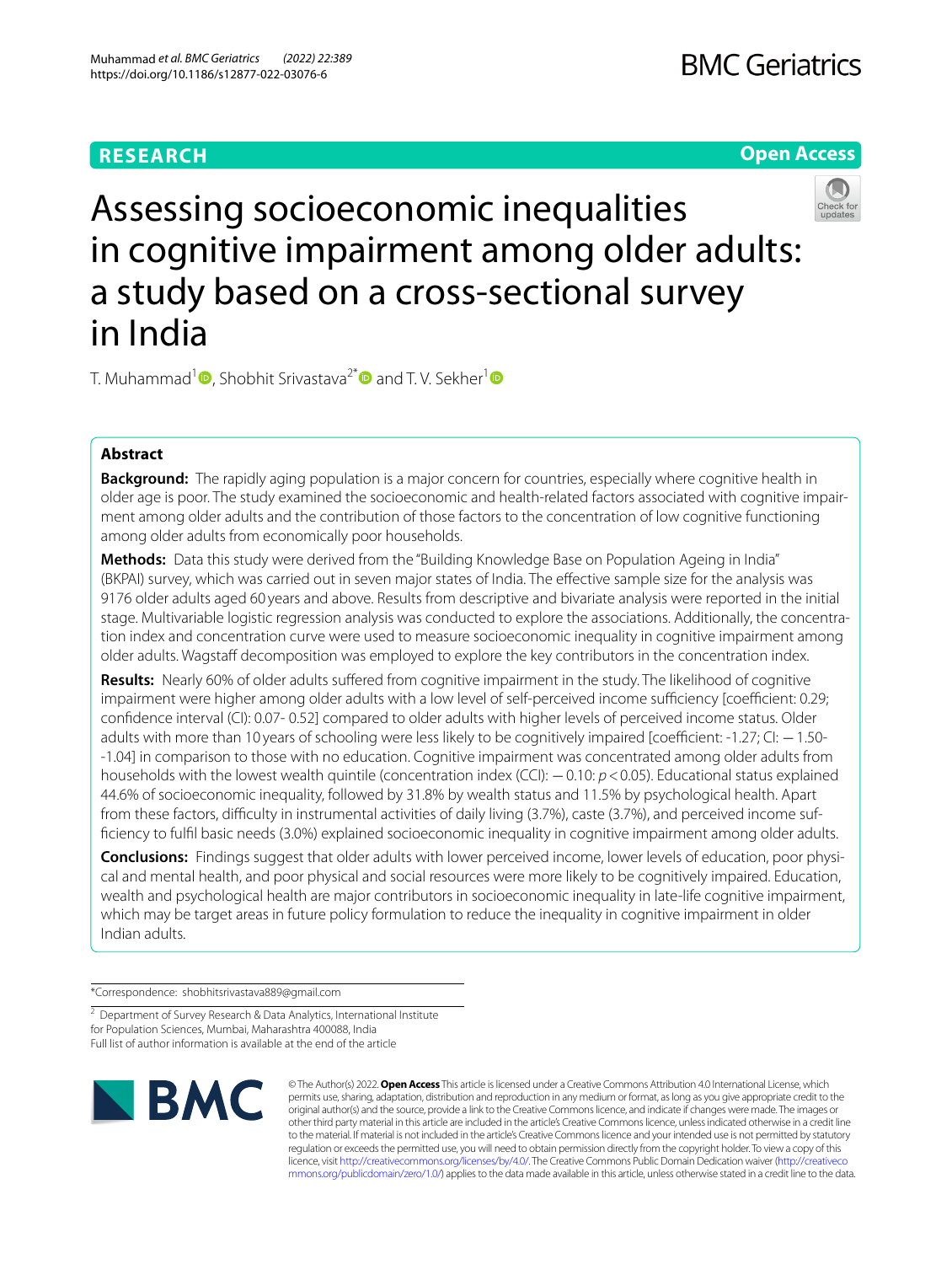RESEARCH

Open Access

# Assessing socioeconomic inequalities in cognitive impairment among older adults: a study based on a cross-sectional survey in India

T. Muhammad[1], Shobhit Srivastava[2*] and T. V. Sekher[1]

## Abstract

**Background:** The rapidly aging population is a major concern for countries, especially where cognitive health in older age is poor. The study examined the socioeconomic and health-related factors associated with cognitive impairment among older adults and the contribution of those factors to the concentration of low cognitive functioning among older adults from economically poor households.

**Methods:** Data this study were derived from the "Building Knowledge Base on Population Ageing in India" (BKPAI) survey, which was carried out in seven major states of India. The effective sample size for the analysis was 9176 older adults aged 60 years and above. Results from descriptive and bivariate analysis were reported in the initial stage. Multivariable logistic regression analysis was conducted to explore the associations. Additionally, the concentration index and concentration curve were used to measure socioeconomic inequality in cognitive impairment among older adults. Wagstaff decomposition was employed to explore the key contributors in the concentration index.

**Results:** Nearly 60% of older adults suffered from cognitive impairment in the study. The likelihood of cognitive impairment were higher among older adults with a low level of self-perceived income sufficiency [coefficient: 0.29; confidence interval (CI): 0.07- 0.52] compared to older adults with higher levels of perceived income status. Older adults with more than 10 years of schooling were less likely to be cognitively impaired [coefficient: -1.27; CI: −1.50- -1.04] in comparison to those with no education. Cognitive impairment was concentrated among older adults from households with the lowest wealth quintile (concentration index (CCI): −0.10: $p < 0.05$). Educational status explained 44.6% of socioeconomic inequality, followed by 31.8% by wealth status and 11.5% by psychological health. Apart from these factors, difficulty in instrumental activities of daily living (3.7%), caste (3.7%), and perceived income sufficiency to fulfil basic needs (3.0%) explained socioeconomic inequality in cognitive impairment among older adults.

**Conclusions:** Findings suggest that older adults with lower perceived income, lower levels of education, poor physical and mental health, and poor physical and social resources were more likely to be cognitively impaired. Education, wealth and psychological health are major contributors in socioeconomic inequality in late-life cognitive impairment, which may be target areas in future policy formulation to reduce the inequality in cognitive impairment in older Indian adults.

*Correspondence: shobhitsrivastava889@gmail.com

[2] Department of Survey Research & Data Analytics, International Institute for Population Sciences, Mumbai, Maharashtra 400088, India
Full list of author information is available at the end of the article

© The Author(s) 2022. **Open Access** This article is licensed under a Creative Commons Attribution 4.0 International License, which permits use, sharing, adaptation, distribution and reproduction in any medium or format, as long as you give appropriate credit to the original author(s) and the source, provide a link to the Creative Commons licence, and indicate if changes were made. The images or other third party material in this article are included in the article's Creative Commons licence, unless indicated otherwise in a credit line to the material. If material is not included in the article's Creative Commons licence and your intended use is not permitted by statutory regulation or exceeds the permitted use, you will need to obtain permission directly from the copyright holder. To view a copy of this licence, visit http://creativecommons.org/licenses/by/4.0/. The Creative Commons Public Domain Dedication waiver (http://creativecommons.org/publicdomain/zero/1.0/) applies to the data made available in this article, unless otherwise stated in a credit line to the data.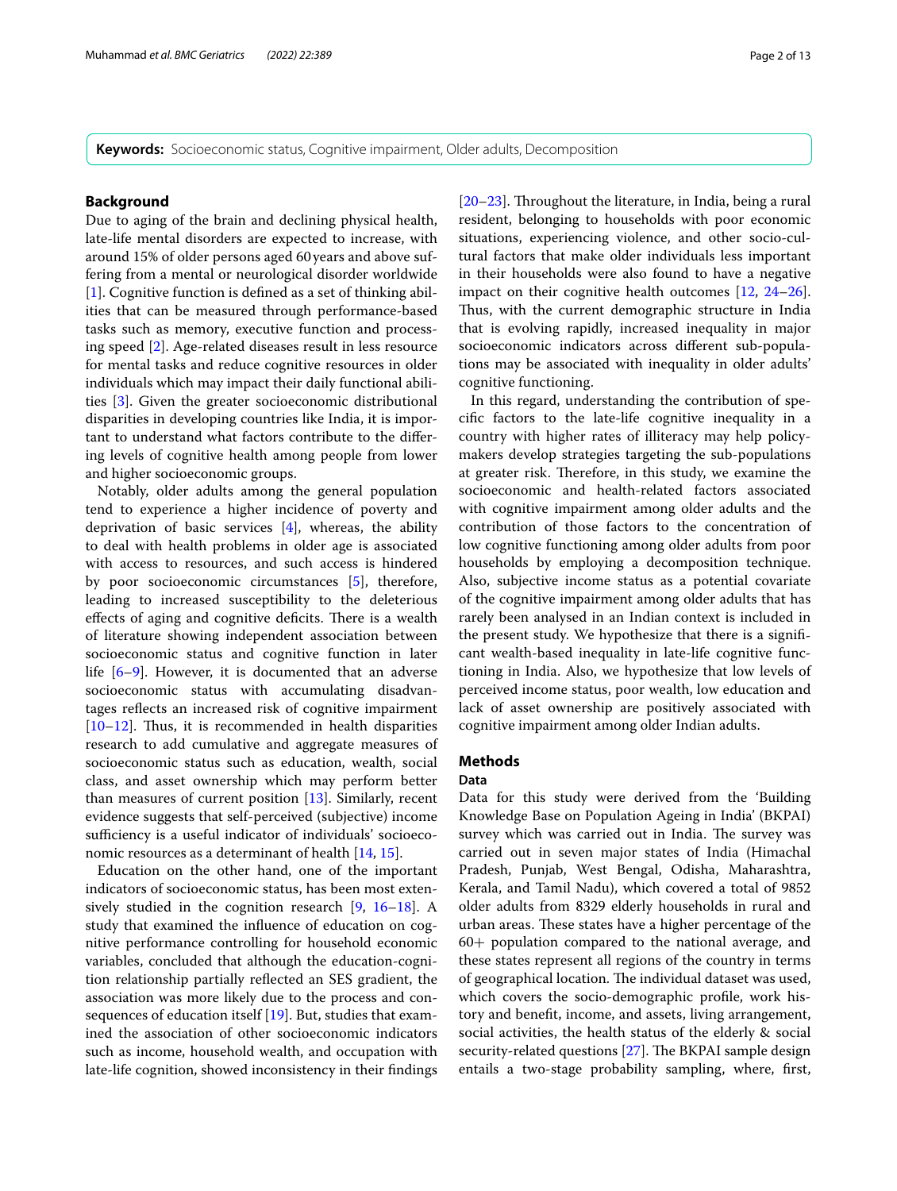**Keywords:** Socioeconomic status, Cognitive impairment, Older adults, Decomposition

## Background

Due to aging of the brain and declining physical health, late-life mental disorders are expected to increase, with around 15% of older persons aged 60 years and above suffering from a mental or neurological disorder worldwide [1]. Cognitive function is defined as a set of thinking abilities that can be measured through performance-based tasks such as memory, executive function and processing speed [2]. Age-related diseases result in less resource for mental tasks and reduce cognitive resources in older individuals which may impact their daily functional abilities [3]. Given the greater socioeconomic distributional disparities in developing countries like India, it is important to understand what factors contribute to the differing levels of cognitive health among people from lower and higher socioeconomic groups.

Notably, older adults among the general population tend to experience a higher incidence of poverty and deprivation of basic services [4], whereas, the ability to deal with health problems in older age is associated with access to resources, and such access is hindered by poor socioeconomic circumstances [5], therefore, leading to increased susceptibility to the deleterious effects of aging and cognitive deficits. There is a wealth of literature showing independent association between socioeconomic status and cognitive function in later life [6–9]. However, it is documented that an adverse socioeconomic status with accumulating disadvantages reflects an increased risk of cognitive impairment [10–12]. Thus, it is recommended in health disparities research to add cumulative and aggregate measures of socioeconomic status such as education, wealth, social class, and asset ownership which may perform better than measures of current position [13]. Similarly, recent evidence suggests that self-perceived (subjective) income sufficiency is a useful indicator of individuals' socioeconomic resources as a determinant of health [14, 15].

Education on the other hand, one of the important indicators of socioeconomic status, has been most extensively studied in the cognition research [9, 16–18]. A study that examined the influence of education on cognitive performance controlling for household economic variables, concluded that although the education-cognition relationship partially reflected an SES gradient, the association was more likely due to the process and consequences of education itself [19]. But, studies that examined the association of other socioeconomic indicators such as income, household wealth, and occupation with late-life cognition, showed inconsistency in their findings [20–23]. Throughout the literature, in India, being a rural resident, belonging to households with poor economic situations, experiencing violence, and other socio-cultural factors that make older individuals less important in their households were also found to have a negative impact on their cognitive health outcomes [12, 24–26]. Thus, with the current demographic structure in India that is evolving rapidly, increased inequality in major socioeconomic indicators across different sub-populations may be associated with inequality in older adults' cognitive functioning.

In this regard, understanding the contribution of specific factors to the late-life cognitive inequality in a country with higher rates of illiteracy may help policymakers develop strategies targeting the sub-populations at greater risk. Therefore, in this study, we examine the socioeconomic and health-related factors associated with cognitive impairment among older adults and the contribution of those factors to the concentration of low cognitive functioning among older adults from poor households by employing a decomposition technique. Also, subjective income status as a potential covariate of the cognitive impairment among older adults that has rarely been analysed in an Indian context is included in the present study. We hypothesize that there is a significant wealth-based inequality in late-life cognitive functioning in India. Also, we hypothesize that low levels of perceived income status, poor wealth, low education and lack of asset ownership are positively associated with cognitive impairment among older Indian adults.

## Methods

### Data

Data for this study were derived from the 'Building Knowledge Base on Population Ageing in India' (BKPAI) survey which was carried out in India. The survey was carried out in seven major states of India (Himachal Pradesh, Punjab, West Bengal, Odisha, Maharashtra, Kerala, and Tamil Nadu), which covered a total of 9852 older adults from 8329 elderly households in rural and urban areas. These states have a higher percentage of the 60+ population compared to the national average, and these states represent all regions of the country in terms of geographical location. The individual dataset was used, which covers the socio-demographic profile, work history and benefit, income, and assets, living arrangement, social activities, the health status of the elderly & social security-related questions [27]. The BKPAI sample design entails a two-stage probability sampling, where, first,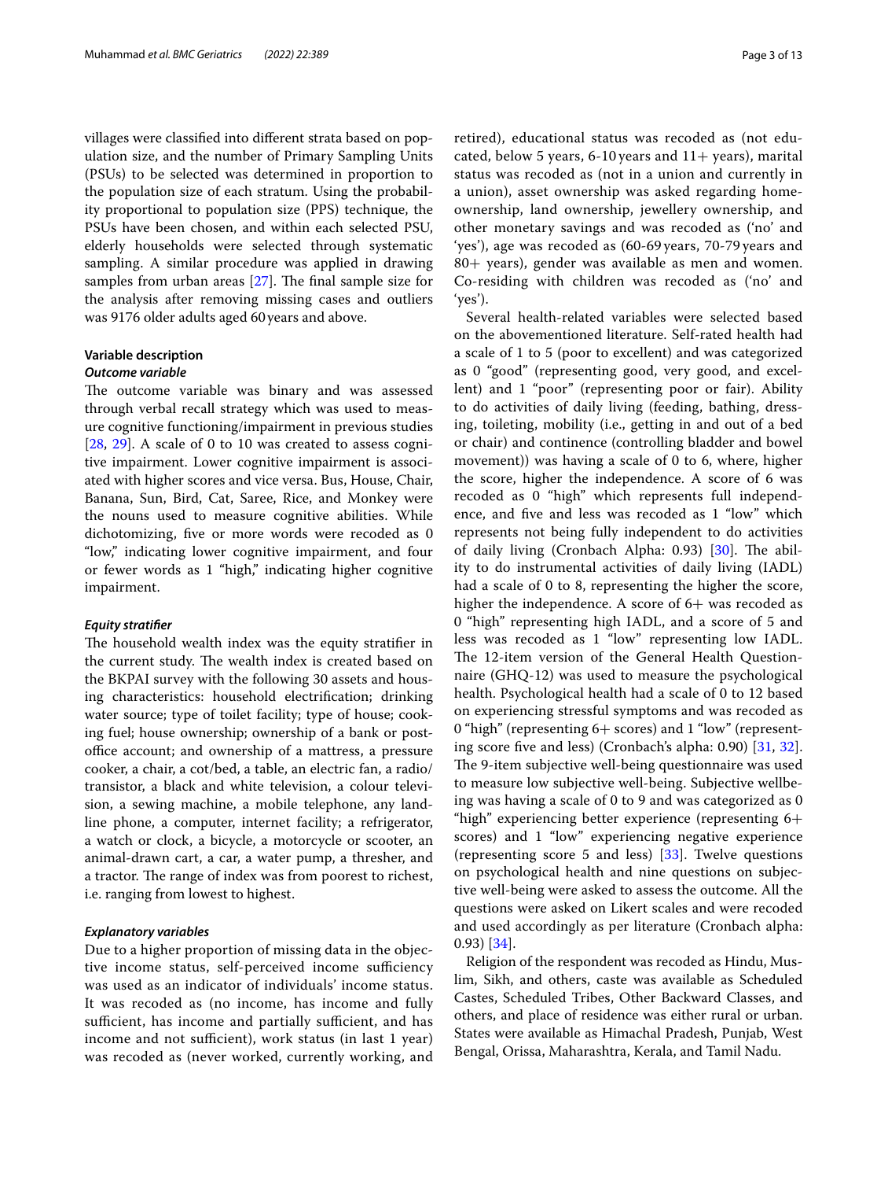villages were classified into different strata based on population size, and the number of Primary Sampling Units (PSUs) to be selected was determined in proportion to the population size of each stratum. Using the probability proportional to population size (PPS) technique, the PSUs have been chosen, and within each selected PSU, elderly households were selected through systematic sampling. A similar procedure was applied in drawing samples from urban areas [27]. The final sample size for the analysis after removing missing cases and outliers was 9176 older adults aged 60 years and above.

### Variable description

#### *Outcome variable*

The outcome variable was binary and was assessed through verbal recall strategy which was used to measure cognitive functioning/impairment in previous studies [28, 29]. A scale of 0 to 10 was created to assess cognitive impairment. Lower cognitive impairment is associated with higher scores and vice versa. Bus, House, Chair, Banana, Sun, Bird, Cat, Saree, Rice, and Monkey were the nouns used to measure cognitive abilities. While dichotomizing, five or more words were recoded as 0 "low," indicating lower cognitive impairment, and four or fewer words as 1 "high," indicating higher cognitive impairment.

#### *Equity stratifier*

The household wealth index was the equity stratifier in the current study. The wealth index is created based on the BKPAI survey with the following 30 assets and housing characteristics: household electrification; drinking water source; type of toilet facility; type of house; cooking fuel; house ownership; ownership of a bank or post-office account; and ownership of a mattress, a pressure cooker, a chair, a cot/bed, a table, an electric fan, a radio/transistor, a black and white television, a colour television, a sewing machine, a mobile telephone, any landline phone, a computer, internet facility; a refrigerator, a watch or clock, a bicycle, a motorcycle or scooter, an animal-drawn cart, a car, a water pump, a thresher, and a tractor. The range of index was from poorest to richest, i.e. ranging from lowest to highest.

#### *Explanatory variables*

Due to a higher proportion of missing data in the objective income status, self-perceived income sufficiency was used as an indicator of individuals' income status. It was recoded as (no income, has income and fully sufficient, has income and partially sufficient, and has income and not sufficient), work status (in last 1 year) was recoded as (never worked, currently working, and retired), educational status was recoded as (not educated, below 5 years, 6-10 years and 11+ years), marital status was recoded as (not in a union and currently in a union), asset ownership was asked regarding home-ownership, land ownership, jewellery ownership, and other monetary savings and was recoded as ('no' and 'yes'), age was recoded as (60-69 years, 70-79 years and 80+ years), gender was available as men and women. Co-residing with children was recoded as ('no' and 'yes').

Several health-related variables were selected based on the abovementioned literature. Self-rated health had a scale of 1 to 5 (poor to excellent) and was categorized as 0 "good" (representing good, very good, and excellent) and 1 "poor" (representing poor or fair). Ability to do activities of daily living (feeding, bathing, dressing, toileting, mobility (i.e., getting in and out of a bed or chair) and continence (controlling bladder and bowel movement)) was having a scale of 0 to 6, where, higher the score, higher the independence. A score of 6 was recoded as 0 "high" which represents full independence, and five and less was recoded as 1 "low" which represents not being fully independent to do activities of daily living (Cronbach Alpha: 0.93) [30]. The ability to do instrumental activities of daily living (IADL) had a scale of 0 to 8, representing the higher the score, higher the independence. A score of 6+ was recoded as 0 "high" IADL, and a score of 5 and less was recoded as 1 "low" representing low IADL. The 12-item version of the General Health Questionnaire (GHQ-12) was used to measure the psychological health. Psychological health had a scale of 0 to 12 based on experiencing stressful symptoms and was recoded as 0 "high" (representing 6+ scores) and 1 "low" (representing score five and less) (Cronbach's alpha: 0.90) [31, 32]. The 9-item subjective well-being questionnaire was used to measure low subjective well-being. Subjective wellbeing was having a scale of 0 to 9 and was categorized as 0 "high" experiencing better experience (representing 6+ scores) and 1 "low" experiencing negative experience (representing score 5 and less) [33]. Twelve questions on psychological health and nine questions on subjective well-being were asked to assess the outcome. All the questions were asked on Likert scales and were recoded and used accordingly as per literature (Cronbach alpha: 0.93) [34].

Religion of the respondent was recoded as Hindu, Muslim, Sikh, and others, caste was available as Scheduled Castes, Scheduled Tribes, Other Backward Classes, and others, and place of residence was either rural or urban. States were available as Himachal Pradesh, Punjab, West Bengal, Orissa, Maharashtra, Kerala, and Tamil Nadu.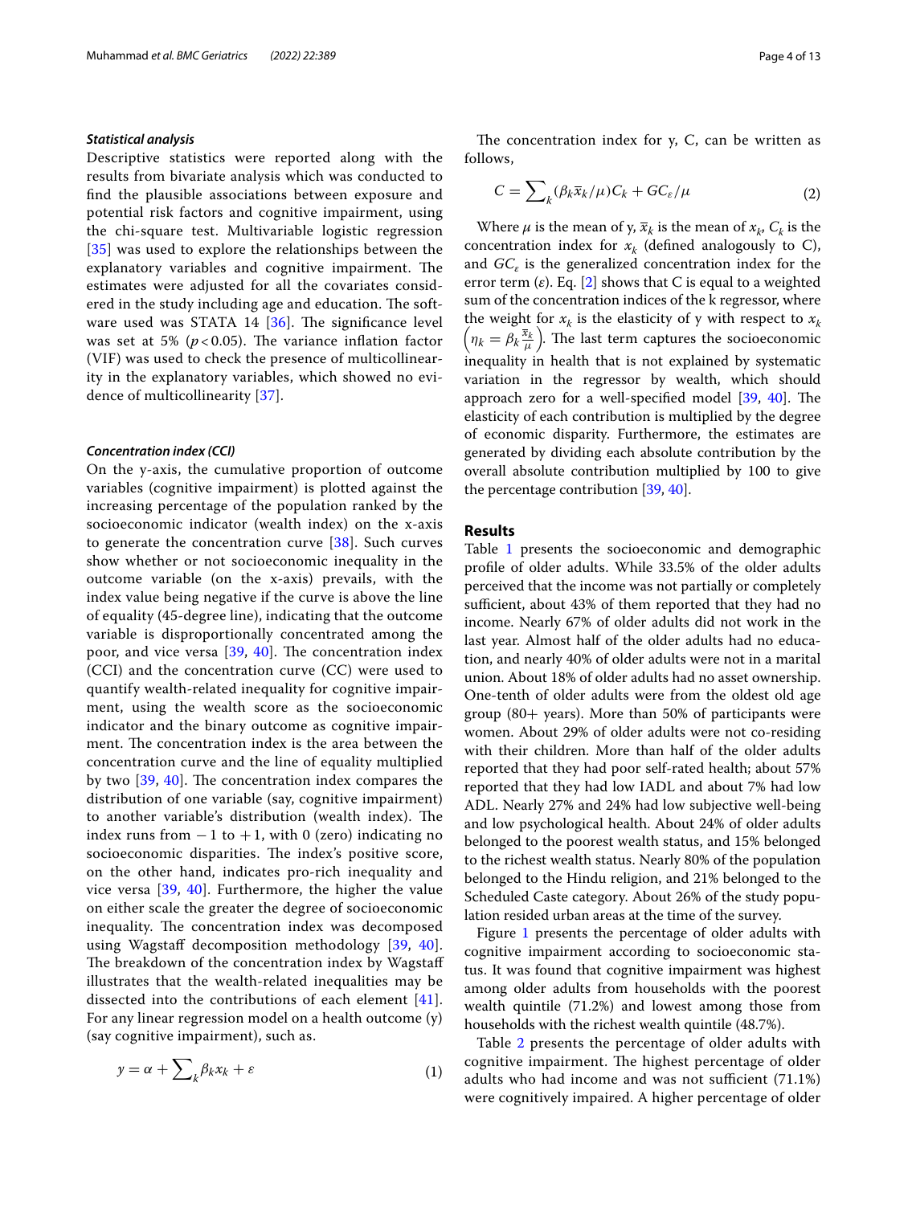### *Statistical analysis*

Descriptive statistics were reported along with the results from bivariate analysis which was conducted to find the plausible associations between exposure and potential risk factors and cognitive impairment, using the chi-square test. Multivariable logistic regression [35] was used to explore the relationships between the explanatory variables and cognitive impairment. The estimates were adjusted for all the covariates considered in the study including age and education. The software used was STATA 14 [36]. The significance level was set at 5% ($p<0.05$). The variance inflation factor (VIF) was used to check the presence of multicollinearity in the explanatory variables, which showed no evidence of multicollinearity [37].

### *Concentration index (CCI)*

On the y-axis, the cumulative proportion of outcome variables (cognitive impairment) is plotted against the increasing percentage of the population ranked by the socioeconomic indicator (wealth index) on the x-axis to generate the concentration curve [38]. Such curves show whether or not socioeconomic inequality in the outcome variable (on the x-axis) prevails, with the index value being negative if the curve is above the line of equality (45-degree line), indicating that the outcome variable is disproportionally concentrated among the poor, and vice versa [39, 40]. The concentration index (CCI) and the concentration curve (CC) were used to quantify wealth-related inequality for cognitive impairment, using the wealth score as the socioeconomic indicator and the binary outcome as cognitive impairment. The concentration index is the area between the concentration curve and the line of equality multiplied by two [39, 40]. The concentration index compares the distribution of one variable (say, cognitive impairment) to another variable's distribution (wealth index). The index runs from −1 to +1, with 0 (zero) indicating no socioeconomic disparities. The index's positive score, on the other hand, indicates pro-rich inequality and vice versa [39, 40]. Furthermore, the higher the value on either scale the greater the degree of socioeconomic inequality. The concentration index was decomposed using Wagstaff decomposition methodology [39, 40]. The breakdown of the concentration index by Wagstaff illustrates that the wealth-related inequalities may be dissected into the contributions of each element [41]. For any linear regression model on a health outcome (y) (say cognitive impairment), such as.

$$y = \alpha + \sum_k \beta_k x_k + \varepsilon \tag{1}$$

The concentration index for y, C, can be written as follows,

$$C = \sum_k (\beta_k \bar{x}_k / \mu) C_k + GC_\varepsilon / \mu \tag{2}$$

Where $\mu$ is the mean of y, $\bar{x}_k$ is the mean of $x_k$, $C_k$ is the concentration index for $x_k$ (defined analogously to C), and $GC_\varepsilon$ is the generalized concentration index for the error term ($\varepsilon$). Eq. [2] shows that C is equal to a weighted sum of the concentration indices of the k regressor, where the weight for $x_k$ is the elasticity of y with respect to $x_k$ $\left(\eta_k = \beta_k \frac{\bar{x}_k}{\mu}\right)$. The last term captures the socioeconomic inequality in health that is not explained by systematic variation in the regressor by wealth, which should approach zero for a well-specified model [39, 40]. The elasticity of each contribution is multiplied by the degree of economic disparity. Furthermore, the estimates are generated by dividing each absolute contribution by the overall absolute contribution multiplied by 100 to give the percentage contribution [39, 40].

## Results

Table 1 presents the socioeconomic and demographic profile of older adults. While 33.5% of the older adults perceived that the income was not partially or completely sufficient, about 43% of them reported that they had no income. Nearly 67% of older adults did not work in the last year. Almost half of the older adults had no education, and nearly 40% of older adults were not in a marital union. About 18% of older adults had no asset ownership. One-tenth of older adults were from the oldest old age group (80+ years). More than 50% of participants were women. About 29% of older adults were not co-residing with their children. More than half of the older adults reported that they had poor self-rated health; about 57% reported that they had low IADL and about 7% had low ADL. Nearly 27% and 24% had low subjective well-being and low psychological health. About 24% of older adults belonged to the poorest wealth status, and 15% belonged to the richest wealth status. Nearly 80% of the population belonged to the Hindu religion, and 21% belonged to the Scheduled Caste category. About 26% of the study population resided urban areas at the time of the survey.

Figure 1 presents the percentage of older adults with cognitive impairment according to socioeconomic status. It was found that cognitive impairment was highest among older adults from households with the poorest wealth quintile (71.2%) and lowest among those from households with the richest wealth quintile (48.7%).

Table 2 presents the percentage of older adults with cognitive impairment. The highest percentage of older adults who had income and was not sufficient (71.1%) were cognitively impaired. A higher percentage of older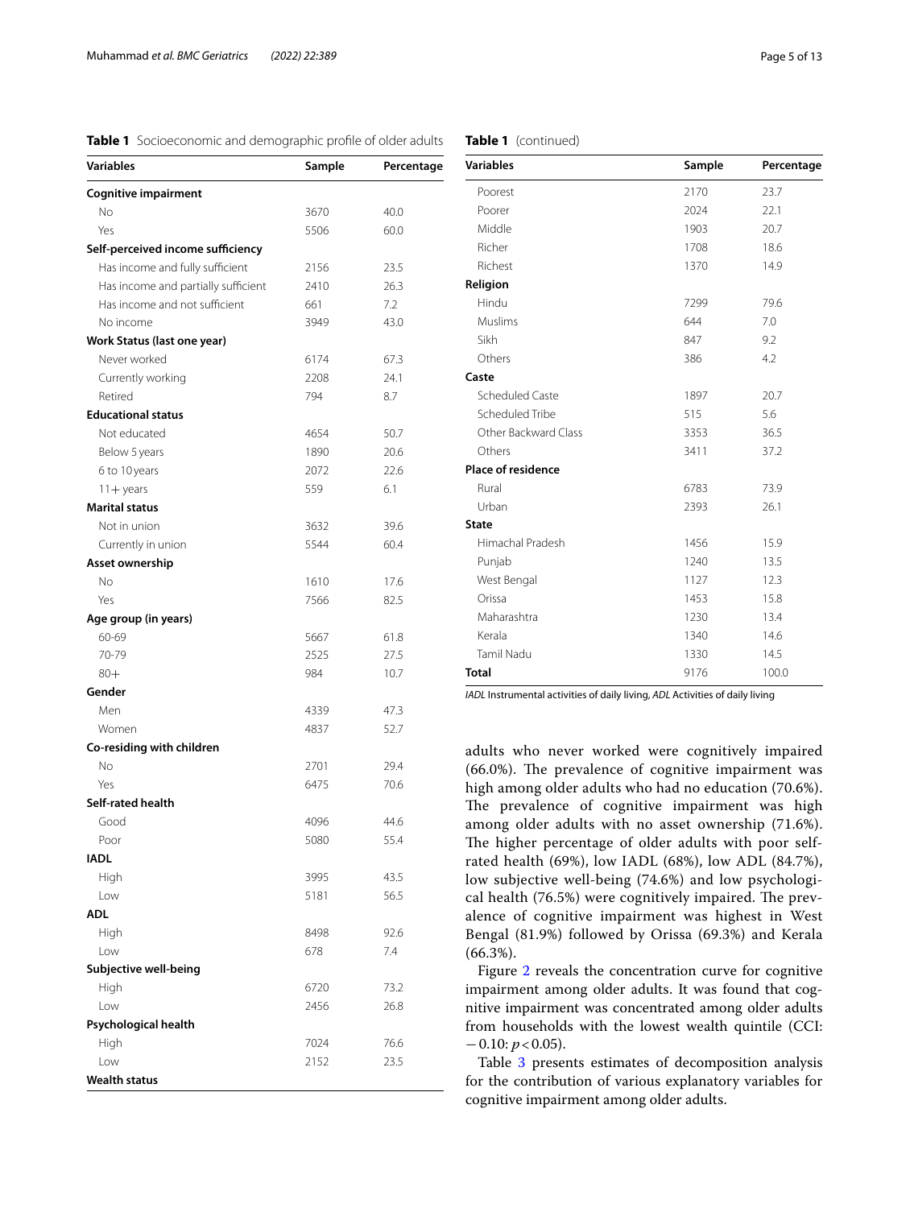**Table 1** Socioeconomic and demographic profile of older adults

| Variables | Sample | Percentage |
|---|---|---|
| **Cognitive impairment** | | |
| No | 3670 | 40.0 |
| Yes | 5506 | 60.0 |
| **Self-perceived income sufficiency** | | |
| Has income and fully sufficient | 2156 | 23.5 |
| Has income and partially sufficient | 2410 | 26.3 |
| Has income and not sufficient | 661 | 7.2 |
| No income | 3949 | 43.0 |
| **Work Status (last one year)** | | |
| Never worked | 6174 | 67.3 |
| Currently working | 2208 | 24.1 |
| Retired | 794 | 8.7 |
| **Educational status** | | |
| Not educated | 4654 | 50.7 |
| Below 5 years | 1890 | 20.6 |
| 6 to 10 years | 2072 | 22.6 |
| 11+ years | 559 | 6.1 |
| **Marital status** | | |
| Not in union | 3632 | 39.6 |
| Currently in union | 5544 | 60.4 |
| **Asset ownership** | | |
| No | 1610 | 17.6 |
| Yes | 7566 | 82.5 |
| **Age group (in years)** | | |
| 60-69 | 5667 | 61.8 |
| 70-79 | 2525 | 27.5 |
| 80+ | 984 | 10.7 |
| **Gender** | | |
| Men | 4339 | 47.3 |
| Women | 4837 | 52.7 |
| **Co-residing with children** | | |
| No | 2701 | 29.4 |
| Yes | 6475 | 70.6 |
| **Self-rated health** | | |
| Good | 4096 | 44.6 |
| Poor | 5080 | 55.4 |
| **IADL** | | |
| High | 3995 | 43.5 |
| Low | 5181 | 56.5 |
| **ADL** | | |
| High | 8498 | 92.6 |
| Low | 678 | 7.4 |
| **Subjective well-being** | | |
| High | 6720 | 73.2 |
| Low | 2456 | 26.8 |
| **Psychological health** | | |
| High | 7024 | 76.6 |
| Low | 2152 | 23.5 |
| **Wealth status** | | |
| Poorest | 2170 | 23.7 |
| Poorer | 2024 | 22.1 |
| Middle | 1903 | 20.7 |
| Richer | 1708 | 18.6 |
| Richest | 1370 | 14.9 |
| **Religion** | | |
| Hindu | 7299 | 79.6 |
| Muslims | 644 | 7.0 |
| Sikh | 847 | 9.2 |
| Others | 386 | 4.2 |
| **Caste** | | |
| Scheduled Caste | 1897 | 20.7 |
| Scheduled Tribe | 515 | 5.6 |
| Other Backward Class | 3353 | 36.5 |
| Others | 3411 | 37.2 |
| **Place of residence** | | |
| Rural | 6783 | 73.9 |
| Urban | 2393 | 26.1 |
| **State** | | |
| Himachal Pradesh | 1456 | 15.9 |
| Punjab | 1240 | 13.5 |
| West Bengal | 1127 | 12.3 |
| Orissa | 1453 | 15.8 |
| Maharashtra | 1230 | 13.4 |
| Kerala | 1340 | 14.6 |
| Tamil Nadu | 1330 | 14.5 |
| **Total** | 9176 | 100.0 |

*IADL* Instrumental activities of daily living, *ADL* Activities of daily living

adults who never worked were cognitively impaired (66.0%). The prevalence of cognitive impairment was high among older adults who had no education (70.6%). The prevalence of cognitive impairment was high among older adults with no asset ownership (71.6%). The higher percentage of older adults with poor self-rated health (69%), low IADL (68%), low ADL (84.7%), low subjective well-being (74.6%) and low psychological health (76.5%) were cognitively impaired. The prevalence of cognitive impairment was highest in West Bengal (81.9%) followed by Orissa (69.3%) and Kerala (66.3%).

Figure 2 reveals the concentration curve for cognitive impairment among older adults. It was found that cognitive impairment was concentrated among older adults from households with the lowest wealth quintile (CCI: $-0.10$: $p<0.05$).

Table 3 presents estimates of decomposition analysis for the contribution of various explanatory variables for cognitive impairment among older adults.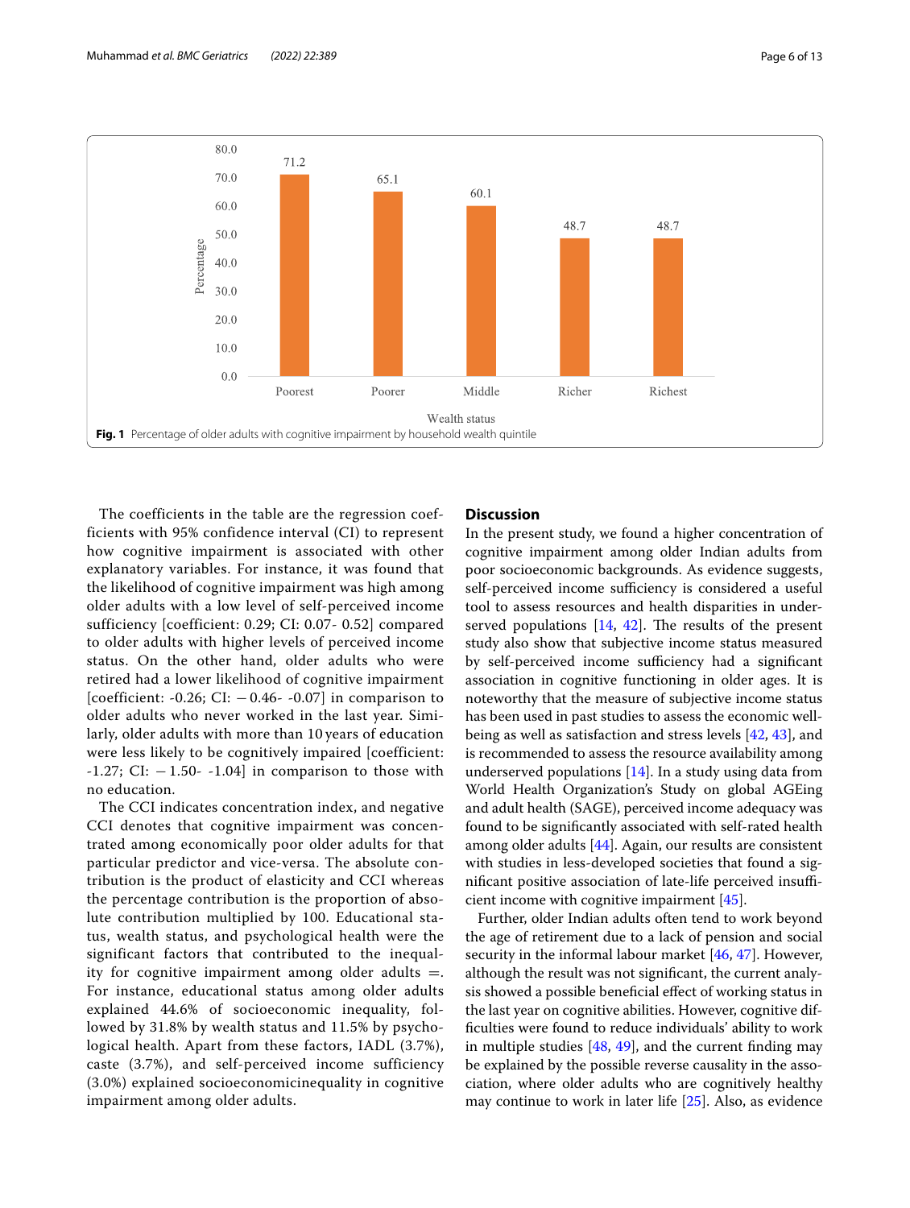Fig. 1 Percentage of older adults with cognitive impairment by household wealth quintile

The coefficients in the table are the regression coefficients with 95% confidence interval (CI) to represent how cognitive impairment is associated with other explanatory variables. For instance, it was found that the likelihood of cognitive impairment was high among older adults with a low level of self-perceived income sufficiency [coefficient: 0.29; CI: 0.07- 0.52] compared to older adults with higher levels of perceived income status. On the other hand, older adults who were retired had a lower likelihood of cognitive impairment [coefficient: -0.26; CI: −0.46- -0.07] in comparison to older adults who never worked in the last year. Similarly, older adults with more than 10 years of education were less likely to be cognitively impaired [coefficient: -1.27; CI: −1.50- -1.04] in comparison to those with no education.

The CCI indicates concentration index, and negative CCI denotes that cognitive impairment was concentrated among economically poor older adults for that particular predictor and vice-versa. The absolute contribution is the product of elasticity and CCI whereas the percentage contribution is the proportion of absolute contribution multiplied by 100. Educational status, wealth status, and psychological health were the significant factors that contributed to the inequality for cognitive impairment among older adults =. For instance, educational status among older adults explained 44.6% of socioeconomic inequality, followed by 31.8% by wealth status and 11.5% by psychological health. Apart from these factors, IADL (3.7%), caste (3.7%), and self-perceived income sufficiency (3.0%) explained socioeconomicinequality in cognitive impairment among older adults.

## Discussion

In the present study, we found a higher concentration of cognitive impairment among older Indian adults from poor socioeconomic backgrounds. As evidence suggests, self-perceived income sufficiency is considered a useful tool to assess resources and health disparities in underserved populations [14, 42]. The results of the present study also show that subjective income status measured by self-perceived income sufficiency had a significant association in cognitive functioning in older ages. It is noteworthy that the measure of subjective income status has been used in past studies to assess the economic well-being as well as satisfaction and stress levels [42, 43], and is recommended to assess the resource availability among underserved populations [14]. In a study using data from World Health Organization's Study on global AGEing and adult health (SAGE), perceived income adequacy was found to be significantly associated with self-rated health among older adults [44]. Again, our results are consistent with studies in less-developed societies that found a significant positive association of late-life perceived insufficient income with cognitive impairment [45].

Further, older Indian adults often tend to work beyond the age of retirement due to a lack of pension and social security in the informal labour market [46, 47]. However, although the result was not significant, the current analysis showed a possible beneficial effect of working status in the last year on cognitive abilities. However, cognitive difficulties were found to reduce individuals' ability to work in multiple studies [48, 49], and the current finding may be explained by the possible reverse causality in the association, where older adults who are cognitively healthy may continue to work in later life [25]. Also, as evidence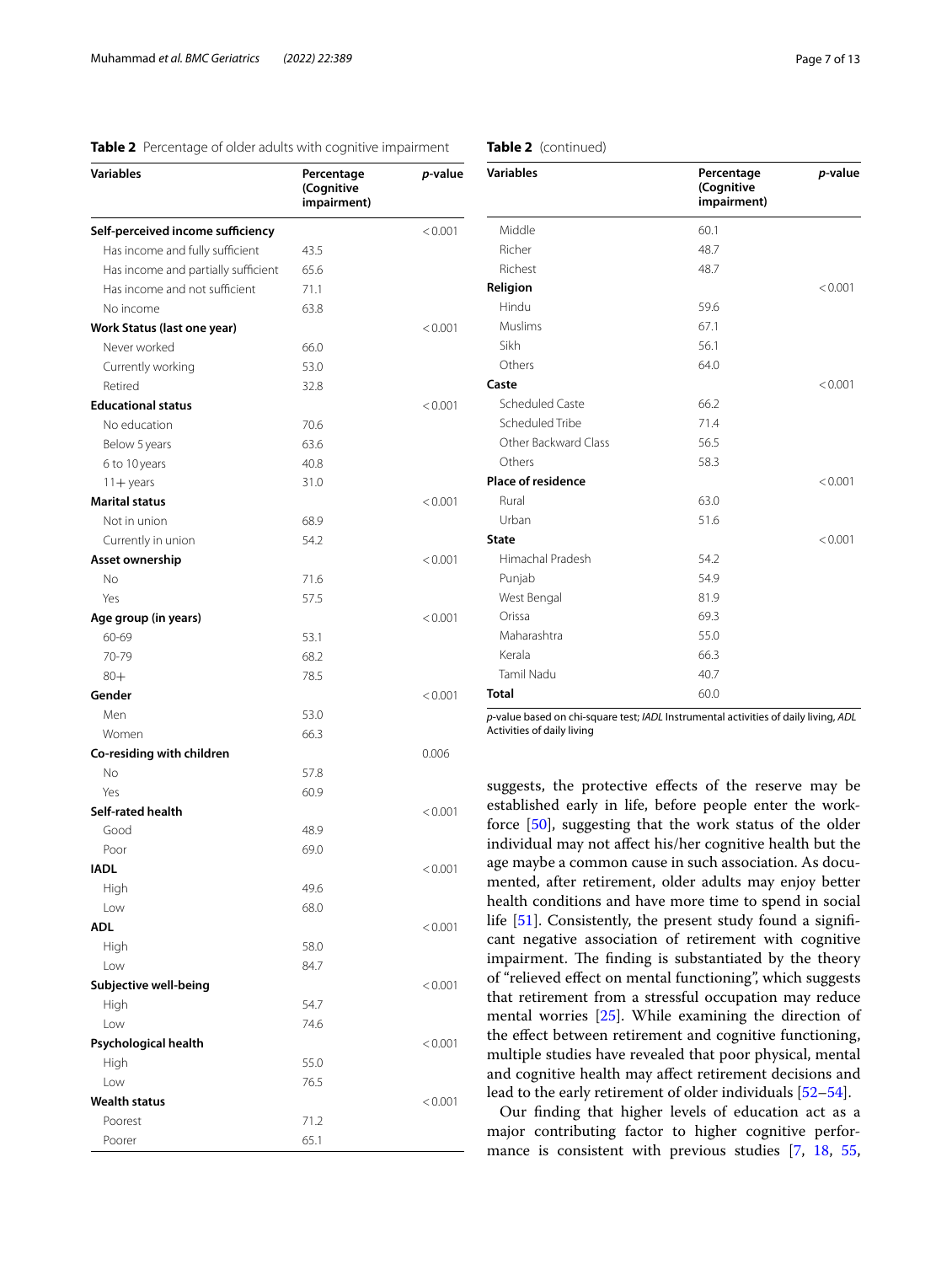**Table 2** Percentage of older adults with cognitive impairment

| Variables | Percentage (Cognitive impairment) | *p*-value |
|---|---|---|
| **Self-perceived income sufficiency** | | < 0.001 |
| Has income and fully sufficient | 43.5 | |
| Has income and partially sufficient | 65.6 | |
| Has income and not sufficient | 71.1 | |
| No income | 63.8 | |
| **Work Status (last one year)** | | < 0.001 |
| Never worked | 66.0 | |
| Currently working | 53.0 | |
| Retired | 32.8 | |
| **Educational status** | | < 0.001 |
| No education | 70.6 | |
| Below 5 years | 63.6 | |
| 6 to 10 years | 40.8 | |
| 11+ years | 31.0 | |
| **Marital status** | | < 0.001 |
| Not in union | 68.9 | |
| Currently in union | 54.2 | |
| **Asset ownership** | | < 0.001 |
| No | 71.6 | |
| Yes | 57.5 | |
| **Age group (in years)** | | < 0.001 |
| 60-69 | 53.1 | |
| 70-79 | 68.2 | |
| 80+ | 78.5 | |
| **Gender** | | < 0.001 |
| Men | 53.0 | |
| Women | 66.3 | |
| **Co-residing with children** | | 0.006 |
| No | 57.8 | |
| Yes | 60.9 | |
| **Self-rated health** | | < 0.001 |
| Good | 48.9 | |
| Poor | 69.0 | |
| **IADL** | | < 0.001 |
| High | 49.6 | |
| Low | 68.0 | |
| **ADL** | | < 0.001 |
| High | 58.0 | |
| Low | 84.7 | |
| **Subjective well-being** | | < 0.001 |
| High | 54.7 | |
| Low | 74.6 | |
| **Psychological health** | | < 0.001 |
| High | 55.0 | |
| Low | 76.5 | |
| **Wealth status** | | < 0.001 |
| Poorest | 71.2 | |
| Poorer | 65.1 | |
| Middle | 60.1 | |
| Richer | 48.7 | |
| Richest | 48.7 | |
| **Religion** | | < 0.001 |
| Hindu | 59.6 | |
| Muslims | 67.1 | |
| Sikh | 56.1 | |
| Others | 64.0 | |
| **Caste** | | < 0.001 |
| Scheduled Caste | 66.2 | |
| Scheduled Tribe | 71.4 | |
| Other Backward Class | 56.5 | |
| Others | 58.3 | |
| **Place of residence** | | < 0.001 |
| Rural | 63.0 | |
| Urban | 51.6 | |
| **State** | | < 0.001 |
| Himachal Pradesh | 54.2 | |
| Punjab | 54.9 | |
| West Bengal | 81.9 | |
| Orissa | 69.3 | |
| Maharashtra | 55.0 | |
| Kerala | 66.3 | |
| Tamil Nadu | 40.7 | |
| **Total** | 60.0 | |

*p*-value based on chi-square test; *IADL* Instrumental activities of daily living, *ADL* Activities of daily living

suggests, the protective effects of the reserve may be established early in life, before people enter the workforce [50], suggesting that the work status of the older individual may not affect his/her cognitive health but the age maybe a common cause in such association. As documented, after retirement, older adults may enjoy better health conditions and have more time to spend in social life [51]. Consistently, the present study found a significant negative association of retirement with cognitive impairment. The finding is substantiated by the theory of "relieved effect on mental functioning", which suggests that retirement from a stressful occupation may reduce mental worries [25]. While examining the direction of the effect between retirement and cognitive functioning, multiple studies have revealed that poor physical, mental and cognitive health may affect retirement decisions and lead to the early retirement of older individuals [52–54].

Our finding that higher levels of education act as a major contributing factor to higher cognitive performance is consistent with previous studies [7, 18, 55,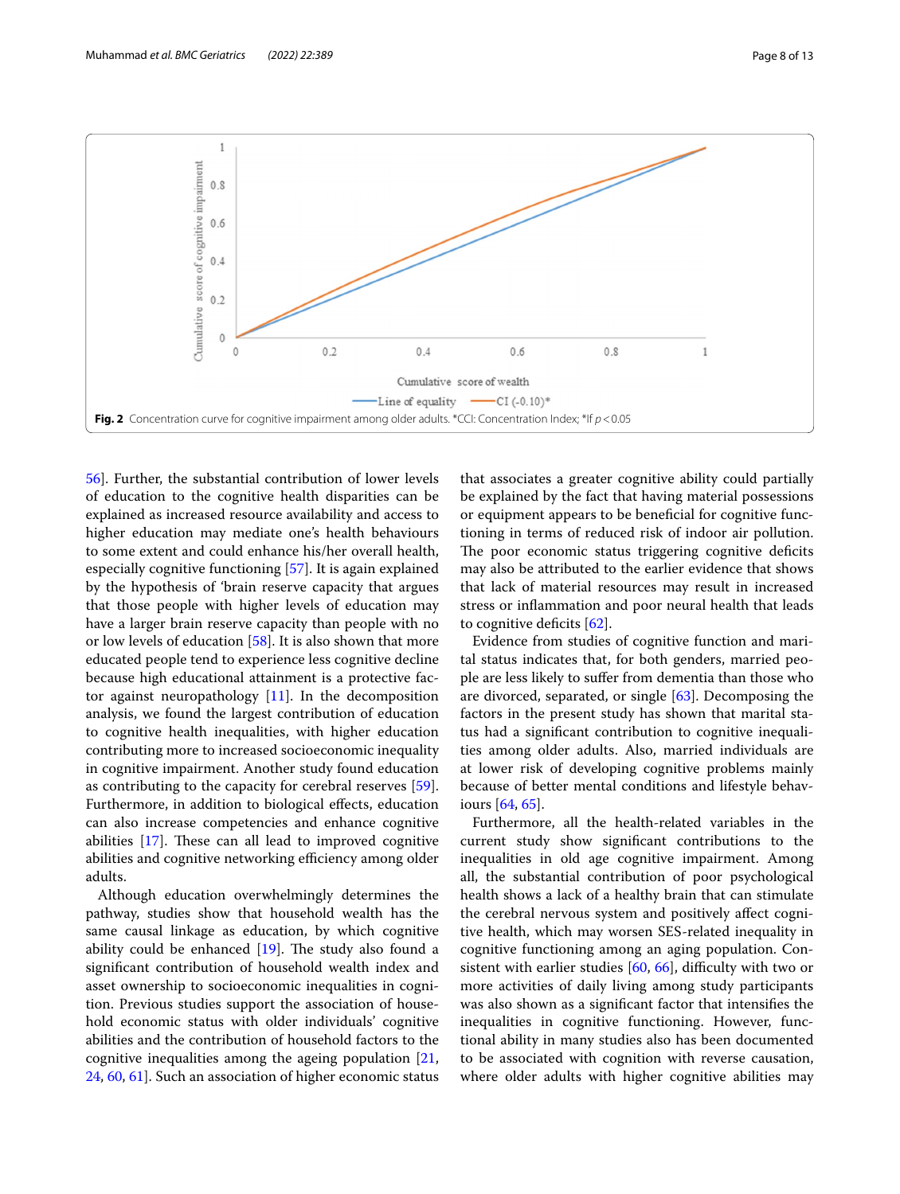Fig. 2 Concentration curve for cognitive impairment among older adults. *CCI: Concentration Index; *If $p < 0.05$

56]. Further, the substantial contribution of lower levels of education to the cognitive health disparities can be explained as increased resource availability and access to higher education may mediate one's health behaviours to some extent and could enhance his/her overall health, especially cognitive functioning [57]. It is again explained by the hypothesis of 'brain reserve capacity that argues that those people with higher levels of education may have a larger brain reserve capacity than people with no or low levels of education [58]. It is also shown that more educated people tend to experience less cognitive decline because high educational attainment is a protective factor against neuropathology [11]. In the decomposition analysis, we found the largest contribution of education to cognitive health inequalities, with higher education contributing more to increased socioeconomic inequality in cognitive impairment. Another study found education as contributing to the capacity for cerebral reserves [59]. Furthermore, in addition to biological effects, education can also increase competencies and enhance cognitive abilities [17]. These can all lead to improved cognitive abilities and cognitive networking efficiency among older adults.

Although education overwhelmingly determines the pathway, studies show that household wealth has the same causal linkage as education, by which cognitive ability could be enhanced [19]. The study also found a significant contribution of household wealth index and asset ownership to socioeconomic inequalities in cognition. Previous studies support the association of household economic status with older individuals' cognitive abilities and the contribution of household factors to the cognitive inequalities among the ageing population [21, 24, 60, 61]. Such an association of higher economic status that associates a greater cognitive ability could partially be explained by the fact that having material possessions or equipment appears to be beneficial for cognitive functioning in terms of reduced risk of indoor air pollution. The poor economic status triggering cognitive deficits may also be attributed to the earlier evidence that shows that lack of material resources may result in increased stress or inflammation and poor neural health that leads to cognitive deficits [62].

Evidence from studies of cognitive function and marital status indicates that, for both genders, married people are less likely to suffer from dementia than those who are divorced, separated, or single [63]. Decomposing the factors in the present study has shown that marital status had a significant contribution to cognitive inequalities among older adults. Also, married individuals are at lower risk of developing cognitive problems mainly because of better mental conditions and lifestyle behaviours [64, 65].

Furthermore, all the health-related variables in the current study show significant contributions to the inequalities in old age cognitive impairment. Among all, the substantial contribution of poor psychological health shows a lack of a healthy brain that can stimulate the cerebral nervous system and positively affect cognitive health, which may worsen SES-related inequality in cognitive functioning among an aging population. Consistent with earlier studies [60, 66], difficulty with two or more activities of daily living among study participants was also shown as a significant factor that intensifies the inequalities in cognitive functioning. However, functional ability in many studies also has been documented to be associated with cognition with reverse causation, where older adults with higher cognitive abilities may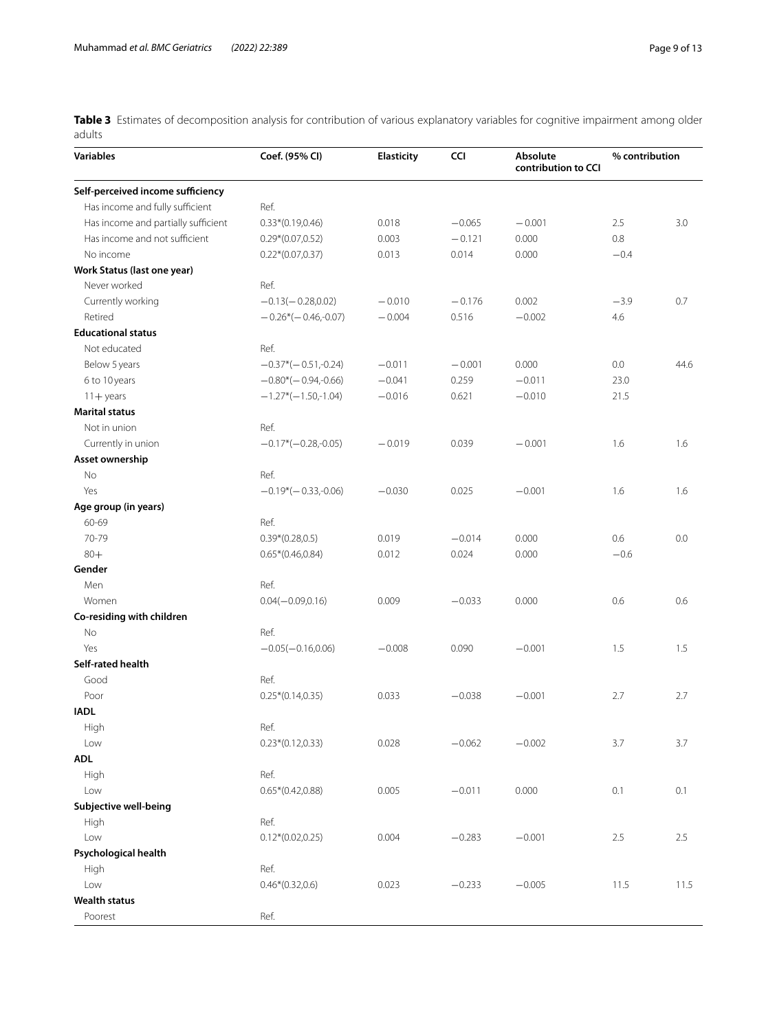**Table 3** Estimates of decomposition analysis for contribution of various explanatory variables for cognitive impairment among older adults

| Variables | Coef. (95% CI) | Elasticity | CCI | Absolute contribution to CCI | % contribution | |
|---|---|---|---|---|---|---|
| **Self-perceived income sufficiency** | | | | | | |
| Has income and fully sufficient | Ref. | | | | | |
| Has income and partially sufficient | 0.33*(0.19,0.46) | 0.018 | −0.065 | −0.001 | 2.5 | 3.0 |
| Has income and not sufficient | 0.29*(0.07,0.52) | 0.003 | −0.121 | 0.000 | 0.8 | |
| No income | 0.22*(0.07,0.37) | 0.013 | 0.014 | 0.000 | −0.4 | |
| **Work Status (last one year)** | | | | | | |
| Never worked | Ref. | | | | | |
| Currently working | −0.13(−0.28,0.02) | −0.010 | −0.176 | 0.002 | −3.9 | 0.7 |
| Retired | −0.26*(−0.46,-0.07) | −0.004 | 0.516 | −0.002 | 4.6 | |
| **Educational status** | | | | | | |
| Not educated | Ref. | | | | | |
| Below 5 years | −0.37*(−0.51,-0.24) | −0.011 | −0.001 | 0.000 | 0.0 | 44.6 |
| 6 to 10 years | −0.80*(−0.94,-0.66) | −0.041 | 0.259 | −0.011 | 23.0 | |
| 11+ years | −1.27*(−1.50,-1.04) | −0.016 | 0.621 | −0.010 | 21.5 | |
| **Marital status** | | | | | | |
| Not in union | Ref. | | | | | |
| Currently in union | −0.17*(−0.28,-0.05) | −0.019 | 0.039 | −0.001 | 1.6 | 1.6 |
| **Asset ownership** | | | | | | |
| No | Ref. | | | | | |
| Yes | −0.19*(−0.33,-0.06) | −0.030 | 0.025 | −0.001 | 1.6 | 1.6 |
| **Age group (in years)** | | | | | | |
| 60-69 | Ref. | | | | | |
| 70-79 | 0.39*(0.28,0.5) | 0.019 | −0.014 | 0.000 | 0.6 | 0.0 |
| 80+ | 0.65*(0.46,0.84) | 0.012 | 0.024 | 0.000 | −0.6 | |
| **Gender** | | | | | | |
| Men | Ref. | | | | | |
| Women | 0.04(−0.09,0.16) | 0.009 | −0.033 | 0.000 | 0.6 | 0.6 |
| **Co-residing with children** | | | | | | |
| No | Ref. | | | | | |
| Yes | −0.05(−0.16,0.06) | −0.008 | 0.090 | −0.001 | 1.5 | 1.5 |
| **Self-rated health** | | | | | | |
| Good | Ref. | | | | | |
| Poor | 0.25*(0.14,0.35) | 0.033 | −0.038 | −0.001 | 2.7 | 2.7 |
| **IADL** | | | | | | |
| High | Ref. | | | | | |
| Low | 0.23*(0.12,0.33) | 0.028 | −0.062 | −0.002 | 3.7 | 3.7 |
| **ADL** | | | | | | |
| High | Ref. | | | | | |
| Low | 0.65*(0.42,0.88) | 0.005 | −0.011 | 0.000 | 0.1 | 0.1 |
| **Subjective well-being** | | | | | | |
| High | Ref. | | | | | |
| Low | 0.12*(0.02,0.25) | 0.004 | −0.283 | −0.001 | 2.5 | 2.5 |
| **Psychological health** | | | | | | |
| High | Ref. | | | | | |
| Low | 0.46*(0.32,0.6) | 0.023 | −0.233 | −0.005 | 11.5 | 11.5 |
| **Wealth status** | | | | | | |
| Poorest | Ref. | | | | | |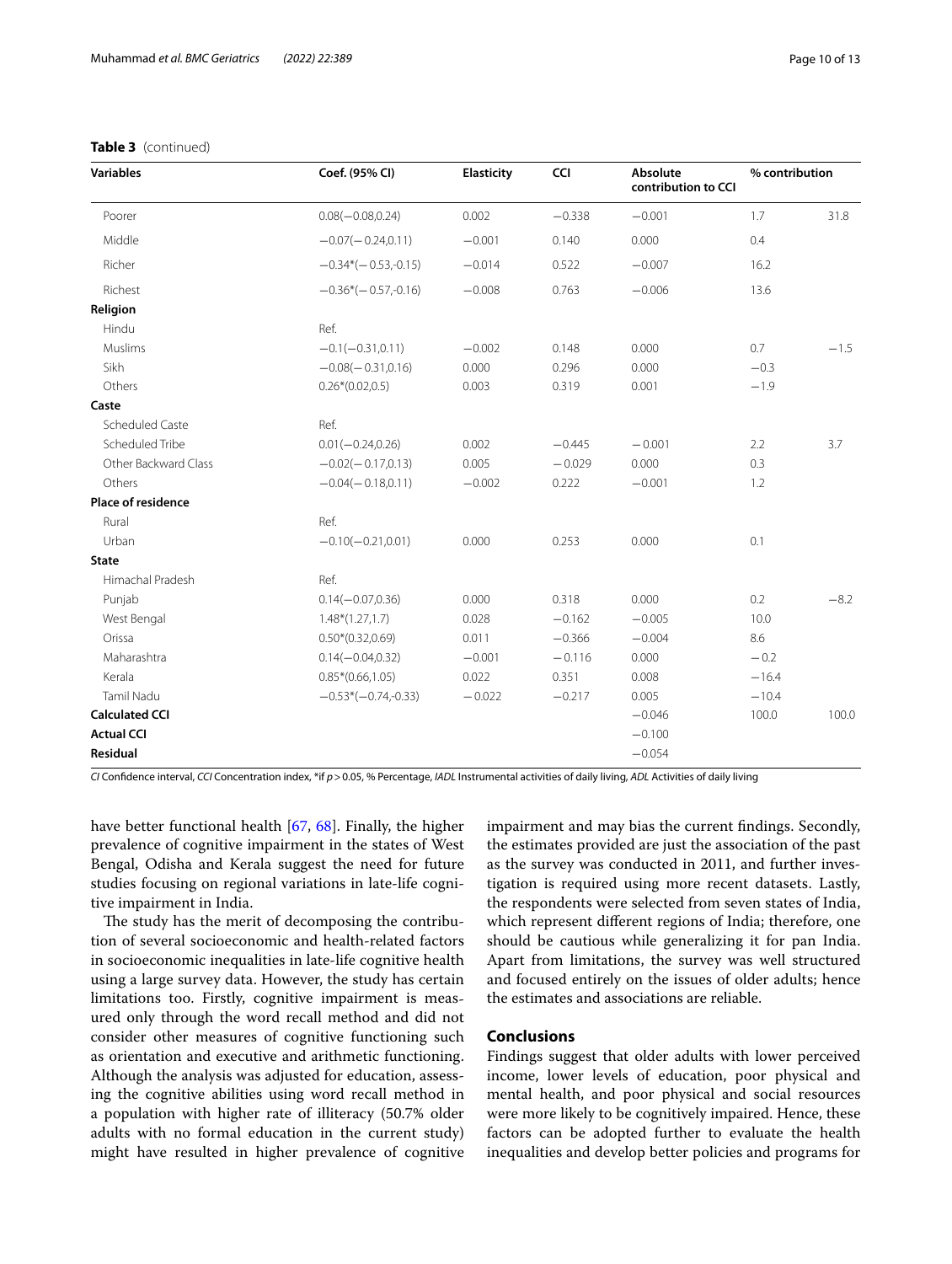**Table 3** (continued)

| Variables | Coef. (95% CI) | Elasticity | CCI | Absolute contribution to CCI | % contribution | |
|---|---|---|---|---|---|---|
| Poorer | 0.08(−0.08,0.24) | 0.002 | −0.338 | −0.001 | 1.7 | 31.8 |
| Middle | −0.07(−0.24,0.11) | −0.001 | 0.140 | 0.000 | 0.4 | |
| Richer | −0.34*(−0.53,-0.15) | −0.014 | 0.522 | −0.007 | 16.2 | |
| Richest | −0.36*(−0.57,-0.16) | −0.008 | 0.763 | −0.006 | 13.6 | |
| **Religion** | | | | | | |
| Hindu | Ref. | | | | | |
| Muslims | −0.1(−0.31,0.11) | −0.002 | 0.148 | 0.000 | 0.7 | −1.5 |
| Sikh | −0.08(−0.31,0.16) | 0.000 | 0.296 | 0.000 | −0.3 | |
| Others | 0.26*(0.02,0.5) | 0.003 | 0.319 | 0.001 | −1.9 | |
| **Caste** | | | | | | |
| Scheduled Caste | Ref. | | | | | |
| Scheduled Tribe | 0.01(−0.24,0.26) | 0.002 | −0.445 | −0.001 | 2.2 | 3.7 |
| Other Backward Class | −0.02(−0.17,0.13) | 0.005 | −0.029 | 0.000 | 0.3 | |
| Others | −0.04(−0.18,0.11) | −0.002 | 0.222 | −0.001 | 1.2 | |
| **Place of residence** | | | | | | |
| Rural | Ref. | | | | | |
| Urban | −0.10(−0.21,0.01) | 0.000 | 0.253 | 0.000 | 0.1 | |
| **State** | | | | | | |
| Himachal Pradesh | Ref. | | | | | |
| Punjab | 0.14(−0.07,0.36) | 0.000 | 0.318 | 0.000 | 0.2 | −8.2 |
| West Bengal | 1.48*(1.27,1.7) | 0.028 | −0.162 | −0.005 | 10.0 | |
| Orissa | 0.50*(0.32,0.69) | 0.011 | −0.366 | −0.004 | 8.6 | |
| Maharashtra | 0.14(−0.04,0.32) | −0.001 | −0.116 | 0.000 | −0.2 | |
| Kerala | 0.85*(0.66,1.05) | 0.022 | 0.351 | 0.008 | −16.4 | |
| Tamil Nadu | −0.53*(−0.74,-0.33) | −0.022 | −0.217 | 0.005 | −10.4 | |
| **Calculated CCI** | | | | −0.046 | 100.0 | 100.0 |
| **Actual CCI** | | | | −0.100 | | |
| **Residual** | | | | −0.054 | | |

*CI* Confidence interval, *CCI* Concentration index, *if $p > 0.05$, % Percentage, *IADL* Instrumental activities of daily living, *ADL* Activities of daily living

have better functional health [67, 68]. Finally, the higher prevalence of cognitive impairment in the states of West Bengal, Odisha and Kerala suggest the need for future studies focusing on regional variations in late-life cognitive impairment in India.

The study has the merit of decomposing the contribution of several socioeconomic and health-related factors in socioeconomic inequalities in late-life cognitive health using a large survey data. However, the study has certain limitations too. Firstly, cognitive impairment is measured only through the word recall method and did not consider other measures of cognitive functioning such as orientation and executive and arithmetic functioning. Although the analysis was adjusted for education, assessing the cognitive abilities using word recall method in a population with higher rate of illiteracy (50.7% older adults with no formal education in the current study) might have resulted in higher prevalence of cognitive impairment and may bias the current findings. Secondly, the estimates provided are just the association of the past as the survey was conducted in 2011, and further investigation is required using more recent datasets. Lastly, the respondents were selected from seven states of India, which represent different regions of India; therefore, one should be cautious while generalizing it for pan India. Apart from limitations, the survey was well structured and focused entirely on the issues of older adults; hence the estimates and associations are reliable.

## Conclusions

Findings suggest that older adults with lower perceived income, lower levels of education, poor physical and mental health, and poor physical and social resources were more likely to be cognitively impaired. Hence, these factors can be adopted further to evaluate the health inequalities and develop better policies and programs for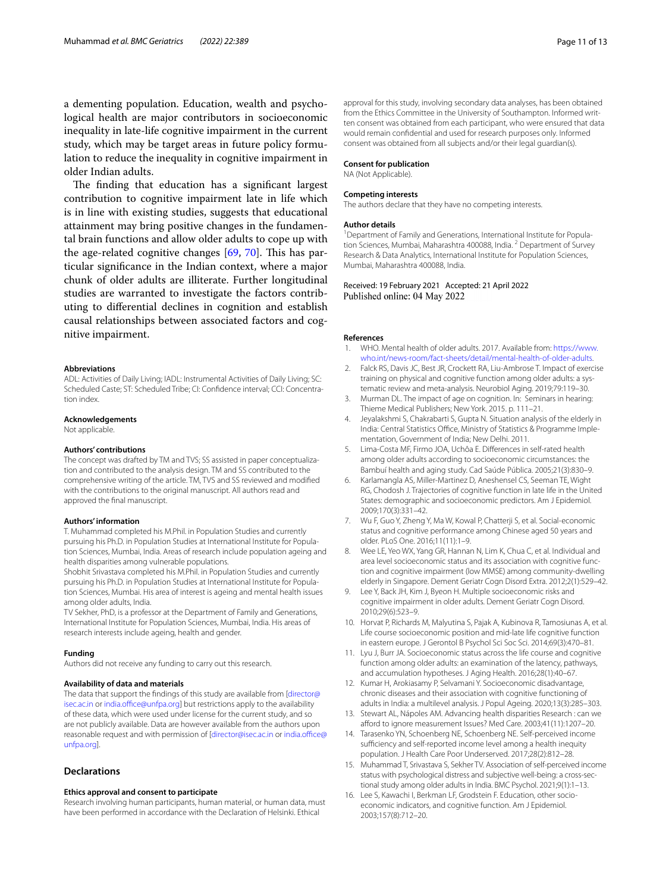a dementing population. Education, wealth and psychological health are major contributors in socioeconomic inequality in late-life cognitive impairment in the current study, which may be target areas in future policy formulation to reduce the inequality in cognitive impairment in older Indian adults.

The finding that education has a significant largest contribution to cognitive impairment late in life which is in line with existing studies, suggests that educational attainment may bring positive changes in the fundamental brain functions and allow older adults to cope up with the age-related cognitive changes [69, 70]. This has particular significance in the Indian context, where a major chunk of older adults are illiterate. Further longitudinal studies are warranted to investigate the factors contributing to differential declines in cognition and establish causal relationships between associated factors and cognitive impairment.

#### Abbreviations
ADL: Activities of Daily Living; IADL: Instrumental Activities of Daily Living; SC: Scheduled Caste; ST: Scheduled Tribe; CI: Confidence interval; CCI: Concentration index.

#### Acknowledgements
Not applicable.

#### Authors' contributions
The concept was drafted by TM and TVS; SS assisted in paper conceptualization and contributed to the analysis design. TM and SS contributed to the comprehensive writing of the article. TM, TVS and SS reviewed and modified with the contributions to the original manuscript. All authors read and approved the final manuscript.

#### Authors' information
T. Muhammad completed his M.Phil. in Population Studies and currently pursuing his Ph.D. in Population Studies at International Institute for Population Sciences, Mumbai, India. Areas of research include population ageing and health disparities among vulnerable populations.

Shobhit Srivastava completed his M.Phil. in Population Studies and currently pursuing his Ph.D. in Population Studies at International Institute for Population Sciences, Mumbai. His area of interest is ageing and mental health issues among older adults, India.

TV Sekher, PhD, is a professor at the Department of Family and Generations, International Institute for Population Sciences, Mumbai, India. His areas of research interests include ageing, health and gender.

#### Funding
Authors did not receive any funding to carry out this research.

#### Availability of data and materials
The data that support the findings of this study are available from [director@isec.ac.in or india.office@unfpa.org] but restrictions apply to the availability of these data, which were used under license for the current study, and so are not publicly available. Data are however available from the authors upon reasonable request and with permission of [director@isec.ac.in or india.office@unfpa.org].

## Declarations

#### Ethics approval and consent to participate
Research involving human participants, human material, or human data, must have been performed in accordance with the Declaration of Helsinki. Ethical approval for this study, involving secondary data analyses, has been obtained from the Ethics Committee in the University of Southampton. Informed written consent was obtained from each participant, who were ensured that data would remain confidential and used for research purposes only. Informed consent was obtained from all subjects and/or their legal guardian(s).

#### Consent for publication
NA (Not Applicable).

#### Competing interests
The authors declare that they have no competing interests.

#### Author details
[1] Department of Family and Generations, International Institute for Population Sciences, Mumbai, Maharashtra 400088, India. [2] Department of Survey Research & Data Analytics, International Institute for Population Sciences, Mumbai, Maharashtra 400088, India.

Received: 19 February 2021 Accepted: 21 April 2022
Published online: 04 May 2022

#### References
1. WHO. Mental health of older adults. 2017. Available from: https://www.who.int/news-room/fact-sheets/detail/mental-health-of-older-adults.
2. Falck RS, Davis JC, Best JR, Crockett RA, Liu-Ambrose T. Impact of exercise training on physical and cognitive function among older adults: a systematic review and meta-analysis. Neurobiol Aging. 2019;79:119–30.
3. Murman DL. The impact of age on cognition. In: Seminars in hearing: Thieme Medical Publishers; New York. 2015. p. 111–21.
4. Jeyalakshmi S, Chakrabarti S, Gupta N. Situation analysis of the elderly in India: Central Statistics Office, Ministry of Statistics & Programme Implementation, Government of India; New Delhi. 2011.
5. Lima-Costa MF, Firmo JOA, Uchôa E. Differences in self-rated health among older adults according to socioeconomic circumstances: the Bambuí health and aging study. Cad Saúde Pública. 2005;21(3):830–9.
6. Karlamangla AS, Miller-Martinez D, Aneshensel CS, Seeman TE, Wight RG, Chodosh J. Trajectories of cognitive function in late life in the United States: demographic and socioeconomic predictors. Am J Epidemiol. 2009;170(3):331–42.
7. Wu F, Guo Y, Zheng Y, Ma W, Kowal P, Chatterji S, et al. Social-economic status and cognitive performance among Chinese aged 50 years and older. PLoS One. 2016;11(11):1–9.
8. Wee LE, Yeo WX, Yang GR, Hannan N, Lim K, Chua C, et al. Individual and area level socioeconomic status and its association with cognitive function and cognitive impairment (low MMSE) among community-dwelling elderly in Singapore. Dement Geriatr Cogn Disord Extra. 2012;2(1):529–42.
9. Lee Y, Back JH, Kim J, Byeon H. Multiple socioeconomic risks and cognitive impairment in older adults. Dement Geriatr Cogn Disord. 2010;29(6):523–9.
10. Horvat P, Richards M, Malyutina S, Pajak A, Kubinova R, Tamosiunas A, et al. Life course socioeconomic position and mid-late life cognitive function in eastern europe. J Gerontol B Psychol Sci Soc Sci. 2014;69(3):470–81.
11. Lyu J, Burr JA. Socioeconomic status across the life course and cognitive function among older adults: an examination of the latency, pathways, and accumulation hypotheses. J Aging Health. 2016;28(1):40–67.
12. Kumar H, Arokiasamy P, Selvamani Y. Socioeconomic disadvantage, chronic diseases and their association with cognitive functioning of adults in India: a multilevel analysis. J Popul Ageing. 2020;13(3):285–303.
13. Stewart AL, Nápoles AM. Advancing health disparities Research : can we afford to ignore measurement Issues? Med Care. 2003;41(11):1207–20.
14. Tarasenko YN, Schoenberg NE, Schoenberg NE. Self-perceived income sufficiency and self-reported income level among a health inequity population. J Health Care Poor Underserved. 2017;28(2):812–28.
15. Muhammad T, Srivastava S, Sekher TV. Association of self-perceived income status with psychological distress and subjective well-being: a cross-sectional study among older adults in India. BMC Psychol. 2021;9(1):1–13.
16. Lee S, Kawachi I, Berkman LF, Grodstein F. Education, other socioeconomic indicators, and cognitive function. Am J Epidemiol. 2003;157(8):712–20.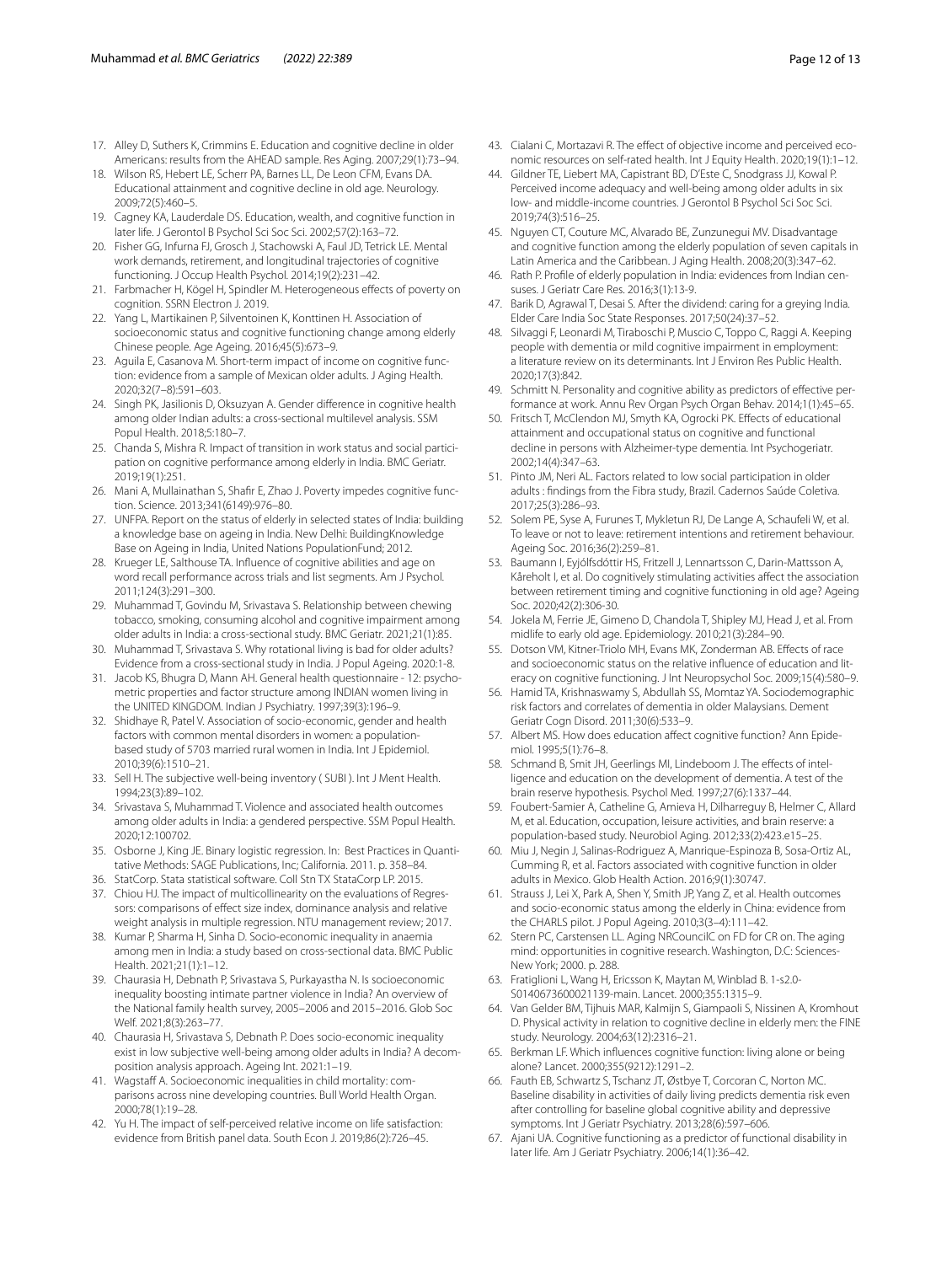17. Alley D, Suthers K, Crimmins E. Education and cognitive decline in older Americans: results from the AHEAD sample. Res Aging. 2007;29(1):73–94.
18. Wilson RS, Hebert LE, Scherr PA, Barnes LL, De Leon CFM, Evans DA. Educational attainment and cognitive decline in old age. Neurology. 2009;72(5):460–5.
19. Cagney KA, Lauderdale DS. Education, wealth, and cognitive function in later life. J Gerontol B Psychol Sci Soc Sci. 2002;57(2):163–72.
20. Fisher GG, Infurna FJ, Grosch J, Stachowski A, Faul JD, Tetrick LE. Mental work demands, retirement, and longitudinal trajectories of cognitive functioning. J Occup Health Psychol. 2014;19(2):231–42.
21. Farbmacher H, Kögel H, Spindler M. Heterogeneous effects of poverty on cognition. SSRN Electron J. 2019.
22. Yang L, Martikainen P, Silventoinen K, Konttinen H. Association of socioeconomic status and cognitive functioning change among elderly Chinese people. Age Ageing. 2016;45(5):673–9.
23. Aguila E, Casanova M. Short-term impact of income on cognitive function: evidence from a sample of Mexican older adults. J Aging Health. 2020;32(7–8):591–603.
24. Singh PK, Jasilionis D, Oksuzyan A. Gender difference in cognitive health among older Indian adults: a cross-sectional multilevel analysis. SSM Popul Health. 2018;5:180–7.
25. Chanda S, Mishra R. Impact of transition in work status and social participation on cognitive performance among elderly in India. BMC Geriatr. 2019;19(1):251.
26. Mani A, Mullainathan S, Shafir E, Zhao J. Poverty impedes cognitive function. Science. 2013;341(6149):976–80.
27. UNFPA. Report on the status of elderly in selected states of India: building a knowledge base on ageing in India. New Delhi: BuildingKnowledge Base on Ageing in India, United Nations PopulationFund; 2012.
28. Krueger LE, Salthouse TA. Influence of cognitive abilities and age on word recall performance across trials and list segments. Am J Psychol. 2011;124(3):291–300.
29. Muhammad T, Govindu M, Srivastava S. Relationship between chewing tobacco, smoking, consuming alcohol and cognitive impairment among older adults in India: a cross-sectional study. BMC Geriatr. 2021;21(1):85.
30. Muhammad T, Srivastava S. Why rotational living is bad for older adults? Evidence from a cross-sectional study in India. J Popul Ageing. 2020:1-8.
31. Jacob KS, Bhugra D, Mann AH. General health questionnaire - 12: psychometric properties and factor structure among INDIAN women living in the UNITED KINGDOM. Indian J Psychiatry. 1997;39(3):196–9.
32. Shidhaye R, Patel V. Association of socio-economic, gender and health factors with common mental disorders in women: a population-based study of 5703 married rural women in India. Int J Epidemiol. 2010;39(6):1510–21.
33. Sell H. The subjective well-being inventory ( SUBI ). Int J Ment Health. 1994;23(3):89–102.
34. Srivastava S, Muhammad T. Violence and associated health outcomes among older adults in India: a gendered perspective. SSM Popul Health. 2020;12:100702.
35. Osborne J, King JE. Binary logistic regression. In: Best Practices in Quantitative Methods: SAGE Publications, Inc; California. 2011. p. 358–84.
36. StatCorp. Stata statistical software. Coll Stn TX StataCorp LP. 2015.
37. Chiou HJ. The impact of multicollinearity on the evaluations of Regressors: comparisons of effect size index, dominance analysis and relative weight analysis in multiple regression. NTU management review; 2017.
38. Kumar P, Sharma H, Sinha D. Socio-economic inequality in anaemia among men in India: a study based on cross-sectional data. BMC Public Health. 2021;21(1):1–12.
39. Chaurasia H, Debnath P, Srivastava S, Purkayastha N. Is socioeconomic inequality boosting intimate partner violence in India? An overview of the National family health survey, 2005–2006 and 2015–2016. Glob Soc Welf. 2021;8(3):263–77.
40. Chaurasia H, Srivastava S, Debnath P. Does socio-economic inequality exist in low subjective well-being among older adults in India? A decomposition analysis approach. Ageing Int. 2021:1–19.
41. Wagstaff A. Socioeconomic inequalities in child mortality: comparisons across nine developing countries. Bull World Health Organ. 2000;78(1):19–28.
42. Yu H. The impact of self-perceived relative income on life satisfaction: evidence from British panel data. South Econ J. 2019;86(2):726–45.
43. Cialani C, Mortazavi R. The effect of objective income and perceived economic resources on self-rated health. Int J Equity Health. 2020;19(1):1–12.
44. Gildner TE, Liebert MA, Capistrant BD, D'Este C, Snodgrass JJ, Kowal P. Perceived income adequacy and well-being among older adults in six low- and middle-income countries. J Gerontol B Psychol Sci Soc Sci. 2019;74(3):516–25.
45. Nguyen CT, Couture MC, Alvarado BE, Zunzunegui MV. Disadvantage and cognitive function among the elderly population of seven capitals in Latin America and the Caribbean. J Aging Health. 2008;20(3):347–62.
46. Rath P. Profile of elderly population in India: evidences from Indian censuses. J Geriatr Care Res. 2016;3(1):13-9.
47. Barik D, Agrawal T, Desai S. After the dividend: caring for a greying India. Elder Care India Soc State Responses. 2017;50(24):37–52.
48. Silvaggi F, Leonardi M, Tiraboschi P, Muscio C, Toppo C, Raggi A. Keeping people with dementia or mild cognitive impairment in employment: a literature review on its determinants. Int J Environ Res Public Health. 2020;17(3):842.
49. Schmitt N. Personality and cognitive ability as predictors of effective performance at work. Annu Rev Organ Psych Organ Behav. 2014;1(1):45–65.
50. Fritsch T, McClendon MJ, Smyth KA, Ogrocki PK. Effects of educational attainment and occupational status on cognitive and functional decline in persons with Alzheimer-type dementia. Int Psychogeriatr. 2002;14(4):347–63.
51. Pinto JM, Neri AL. Factors related to low social participation in older adults : findings from the Fibra study, Brazil. Cadernos Saúde Coletiva. 2017;25(3):286–93.
52. Solem PE, Syse A, Furunes T, Mykletun RJ, De Lange A, Schaufeli W, et al. To leave or not to leave: retirement intentions and retirement behaviour. Ageing Soc. 2016;36(2):259–81.
53. Baumann I, Eyjólfsdóttir HS, Fritzell J, Lennartsson C, Darin-Mattsson A, Kåreholt I, et al. Do cognitively stimulating activities affect the association between retirement timing and cognitive functioning in old age? Ageing Soc. 2020;42(2):306-30.
54. Jokela M, Ferrie JE, Gimeno D, Chandola T, Shipley MJ, Head J, et al. From midlife to early old age. Epidemiology. 2010;21(3):284–90.
55. Dotson VM, Kitner-Triolo MH, Evans MK, Zonderman AB. Effects of race and socioeconomic status on the relative influence of education and literacy on cognitive functioning. J Int Neuropsychol Soc. 2009;15(4):580–9.
56. Hamid TA, Krishnaswamy S, Abdullah SS, Momtaz YA. Sociodemographic risk factors and correlates of dementia in older Malaysians. Dement Geriatr Cogn Disord. 2011;30(6):533–9.
57. Albert MS. How does education affect cognitive function? Ann Epidemiol. 1995;5(1):76–8.
58. Schmand B, Smit JH, Geerlings MI, Lindeboom J. The effects of intelligence and education on the development of dementia. A test of the brain reserve hypothesis. Psychol Med. 1997;27(6):1337–44.
59. Foubert-Samier A, Catheline G, Amieva H, Dilharreguy B, Helmer C, Allard M, et al. Education, occupation, leisure activities, and brain reserve: a population-based study. Neurobiol Aging. 2012;33(2):423.e15–25.
60. Miu J, Negin J, Salinas-Rodriguez A, Manrique-Espinoza B, Sosa-Ortiz AL, Cumming R, et al. Factors associated with cognitive function in older adults in Mexico. Glob Health Action. 2016;9(1):30747.
61. Strauss J, Lei X, Park A, Shen Y, Smith JP, Yang Z, et al. Health outcomes and socio-economic status among the elderly in China: evidence from the CHARLS pilot. J Popul Ageing. 2010;3(3–4):111–42.
62. Stern PC, Carstensen LL. Aging NRCouncilC on FD for CR on. The aging mind: opportunities in cognitive research. Washington, D.C: Sciences-New York; 2000. p. 288.
63. Fratiglioni L, Wang H, Ericsson K, Maytan M, Winblad B. 1-s2.0-S0140673600021139-main. Lancet. 2000;355:1315–9.
64. Van Gelder BM, Tijhuis MAR, Kalmijn S, Giampaoli S, Nissinen A, Kromhout D. Physical activity in relation to cognitive decline in elderly men: the FINE study. Neurology. 2004;63(12):2316–21.
65. Berkman LF. Which influences cognitive function: living alone or being alone? Lancet. 2000;355(9212):1291–2.
66. Fauth EB, Schwartz S, Tschanz JT, Østbye T, Corcoran C, Norton MC. Baseline disability in activities of daily living predicts dementia risk even after controlling for baseline global cognitive ability and depressive symptoms. Int J Geriatr Psychiatry. 2013;28(6):597–606.
67. Ajani UA. Cognitive functioning as a predictor of functional disability in later life. Am J Geriatr Psychiatry. 2006;14(1):36–42.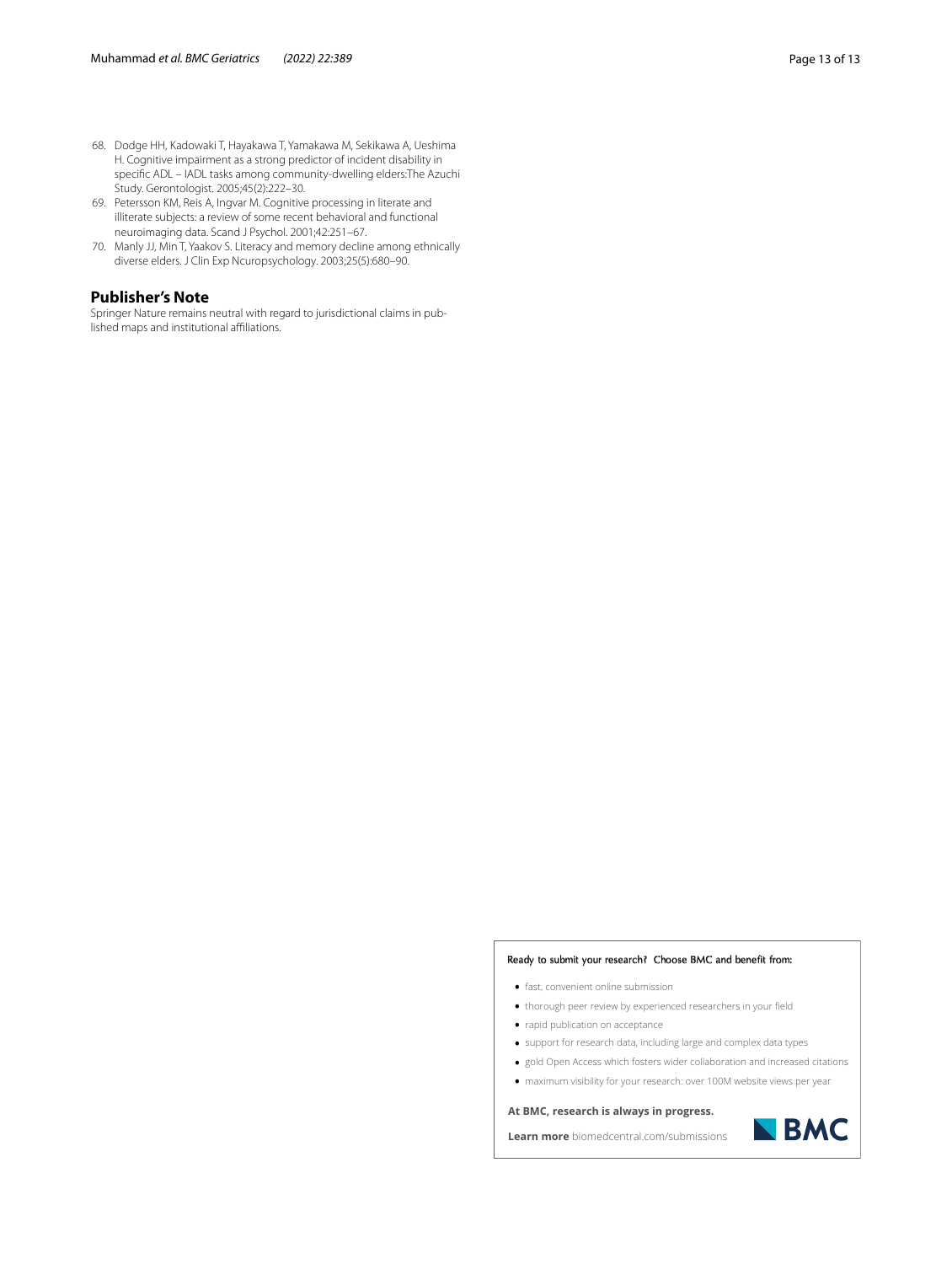68. Dodge HH, Kadowaki T, Hayakawa T, Yamakawa M, Sekikawa A, Ueshima H. Cognitive impairment as a strong predictor of incident disability in specific ADL – IADL tasks among community-dwelling elders:The Azuchi Study. Gerontologist. 2005;45(2):222–30.
69. Petersson KM, Reis A, Ingvar M. Cognitive processing in literate and illiterate subjects: a review of some recent behavioral and functional neuroimaging data. Scand J Psychol. 2001;42:251–67.
70. Manly JJ, Min T, Yaakov S. Literacy and memory decline among ethnically diverse elders. J Clin Exp Ncuropsychology. 2003;25(5):680–90.

## Publisher's Note

Springer Nature remains neutral with regard to jurisdictional claims in published maps and institutional affiliations.

Ready to submit your research? Choose BMC and benefit from:

- fast, convenient online submission
- thorough peer review by experienced researchers in your field
- rapid publication on acceptance
- support for research data, including large and complex data types
- gold Open Access which fosters wider collaboration and increased citations
- maximum visibility for your research: over 100M website views per year

**At BMC, research is always in progress.**

**Learn more** biomedcentral.com/submissions

BMC